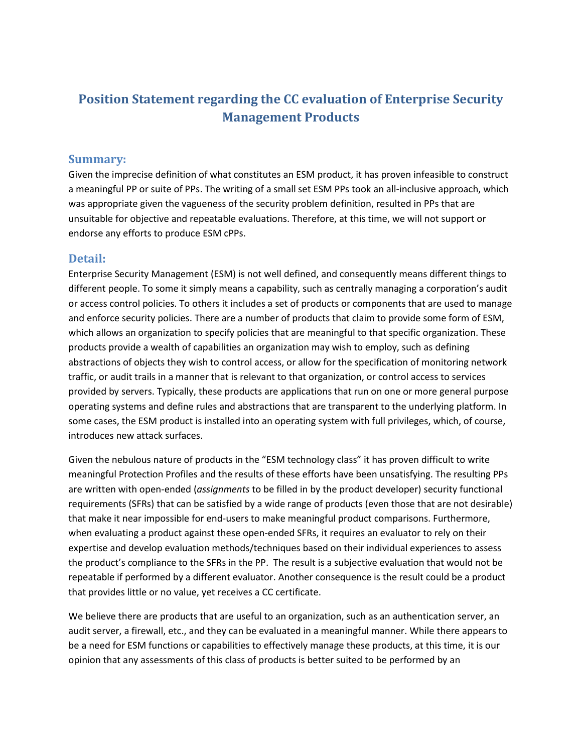# Position Statement regarding the CC evaluation of Enterprise Security Management Products

## Summary:

Given the imprecise definition of what constitutes an ESM product, it has proven infeasible to construct a meaningful PP or suite of PPs. The writing of a small set ESM PPs took an all-inclusive approach, which was appropriate given the vagueness of the security problem definition, resulted in PPs that are unsuitable for objective and repeatable evaluations. Therefore, at this time, we will not support or endorse any efforts to produce ESM cPPs.

## Detail:

Enterprise Security Management (ESM) is not well defined, and consequently means different things to different people. To some it simply means a capability, such as centrally managing a corporation's audit or access control policies. To others it includes a set of products or components that are used to manage and enforce security policies. There are a number of products that claim to provide some form of ESM, which allows an organization to specify policies that are meaningful to that specific organization. These products provide a wealth of capabilities an organization may wish to employ, such as defining abstractions of objects they wish to control access, or allow for the specification of monitoring network traffic, or audit trails in a manner that is relevant to that organization, or control access to services provided by servers. Typically, these products are applications that run on one or more general purpose operating systems and define rules and abstractions that are transparent to the underlying platform. In some cases, the ESM product is installed into an operating system with full privileges, which, of course, introduces new attack surfaces.

Given the nebulous nature of products in the "ESM technology class" it has proven difficult to write meaningful Protection Profiles and the results of these efforts have been unsatisfying. The resulting PPs are written with open-ended (*assignments* to be filled in by the product developer) security functional requirements (SFRs) that can be satisfied by a wide range of products (even those that are not desirable) that make it near impossible for end-users to make meaningful product comparisons. Furthermore, when evaluating a product against these open-ended SFRs, it requires an evaluator to rely on their expertise and develop evaluation methods/techniques based on their individual experiences to assess the product's compliance to the SFRs in the PP. The result is a subjective evaluation that would not be repeatable if performed by a different evaluator. Another consequence is the result could be a product that provides little or no value, yet receives a CC certificate.

We believe there are products that are useful to an organization, such as an authentication server, an audit server, a firewall, etc., and they can be evaluated in a meaningful manner. While there appears to be a need for ESM functions or capabilities to effectively manage these products, at this time, it is our opinion that any assessments of this class of products is better suited to be performed by an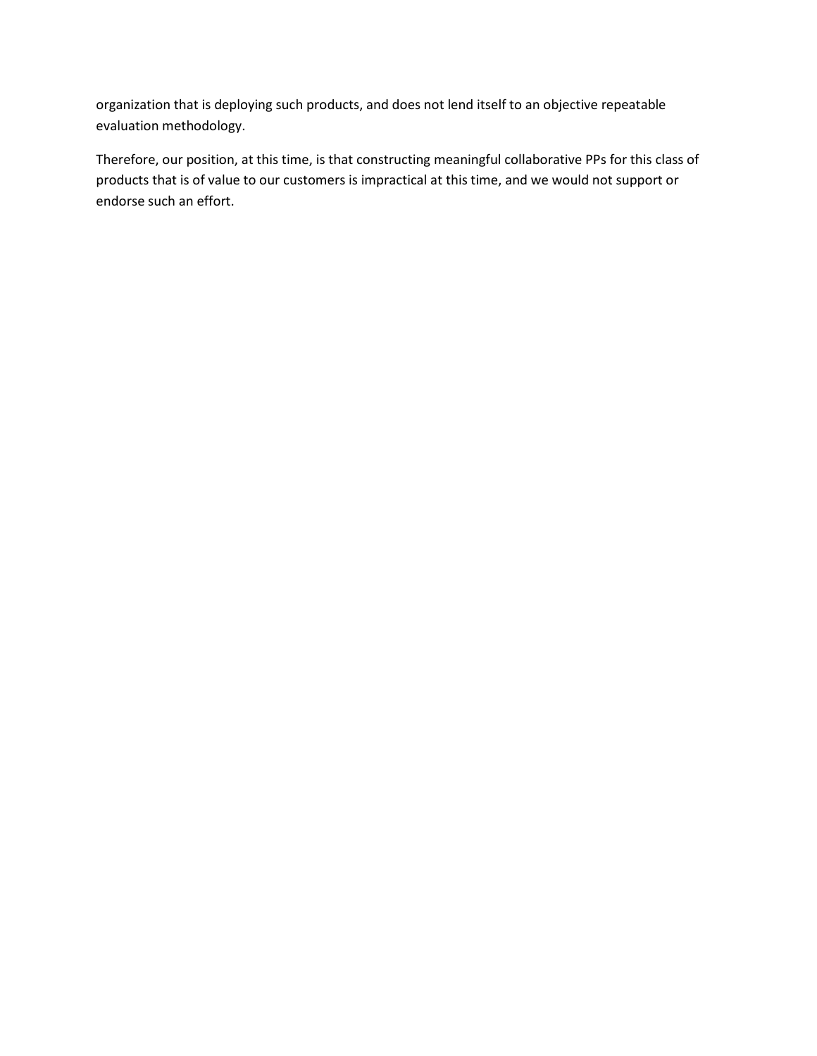organization that is deploying such products, and does not lend itself to an objective repeatable evaluation methodology.

Therefore, our position, at this time, is that constructing meaningful collaborative PPs for this class of products that is of value to our customers is impractical at this time, and we would not support or endorse such an effort.